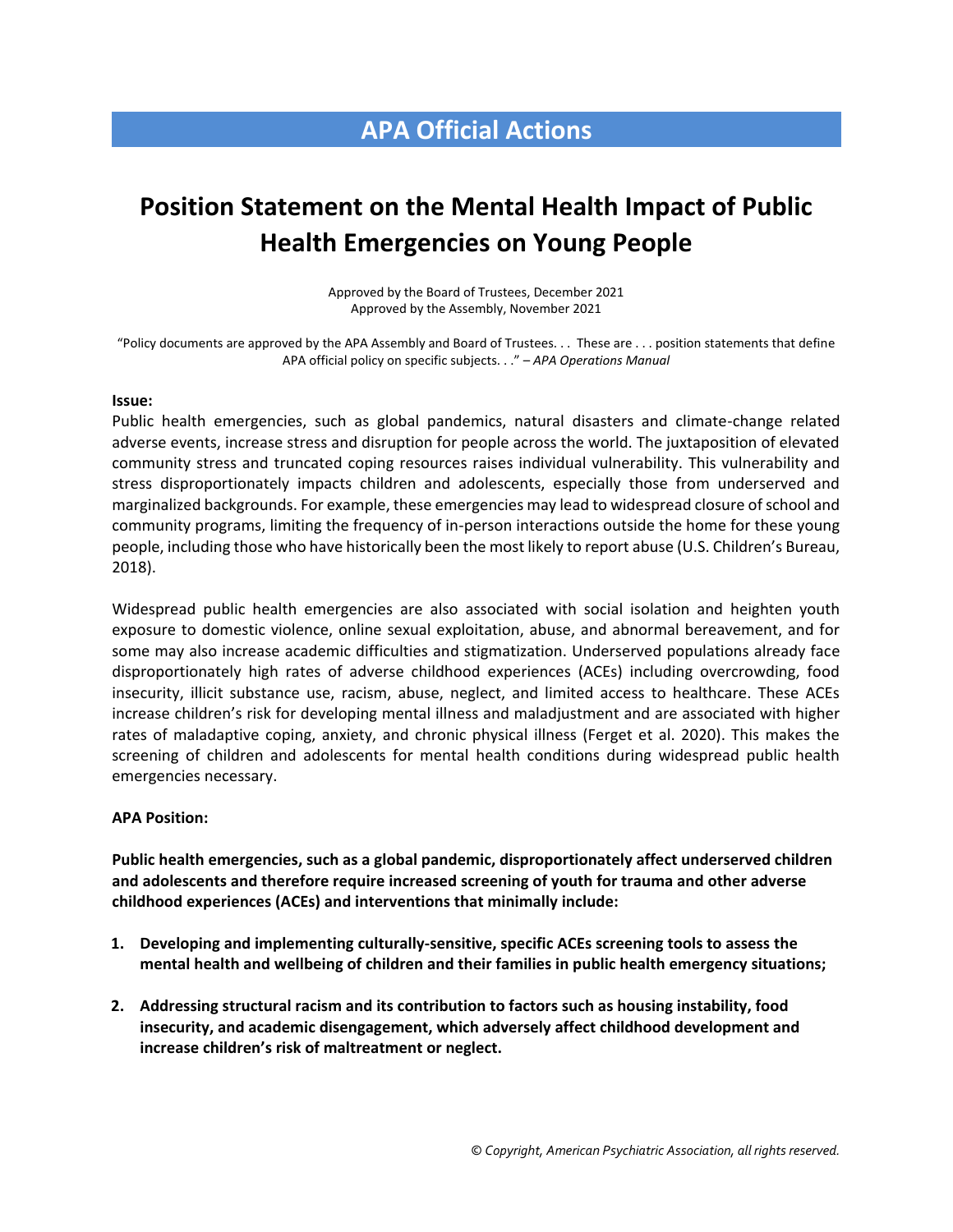# APA Official Actions

## Position Statement on the Mental Health Impact of Public Health Emergencies on Young People

Approved by the Board of Trustees, December 2021
Approved by the Assembly, November 2021

"Policy documents are approved by the APA Assembly and Board of Trustees. . . These are . . . position statements that define APA official policy on specific subjects. . ." – *APA Operations Manual*

**Issue:**

Public health emergencies, such as global pandemics, natural disasters and climate-change related adverse events, increase stress and disruption for people across the world. The juxtaposition of elevated community stress and truncated coping resources raises individual vulnerability. This vulnerability and stress disproportionately impacts children and adolescents, especially those from underserved and marginalized backgrounds. For example, these emergencies may lead to widespread closure of school and community programs, limiting the frequency of in-person interactions outside the home for these young people, including those who have historically been the most likely to report abuse (U.S. Children's Bureau, 2018).

Widespread public health emergencies are also associated with social isolation and heighten youth exposure to domestic violence, online sexual exploitation, abuse, and abnormal bereavement, and for some may also increase academic difficulties and stigmatization. Underserved populations already face disproportionately high rates of adverse childhood experiences (ACEs) including overcrowding, food insecurity, illicit substance use, racism, abuse, neglect, and limited access to healthcare. These ACEs increase children's risk for developing mental illness and maladjustment and are associated with higher rates of maladaptive coping, anxiety, and chronic physical illness (Ferget et al. 2020). This makes the screening of children and adolescents for mental health conditions during widespread public health emergencies necessary.

**APA Position:**

**Public health emergencies, such as a global pandemic, disproportionately affect underserved children and adolescents and therefore require increased screening of youth for trauma and other adverse childhood experiences (ACEs) and interventions that minimally include:**

1. **Developing and implementing culturally-sensitive, specific ACEs screening tools to assess the mental health and wellbeing of children and their families in public health emergency situations;**
2. **Addressing structural racism and its contribution to factors such as housing instability, food insecurity, and academic disengagement, which adversely affect childhood development and increase children's risk of maltreatment or neglect.**

*© Copyright, American Psychiatric Association, all rights reserved.*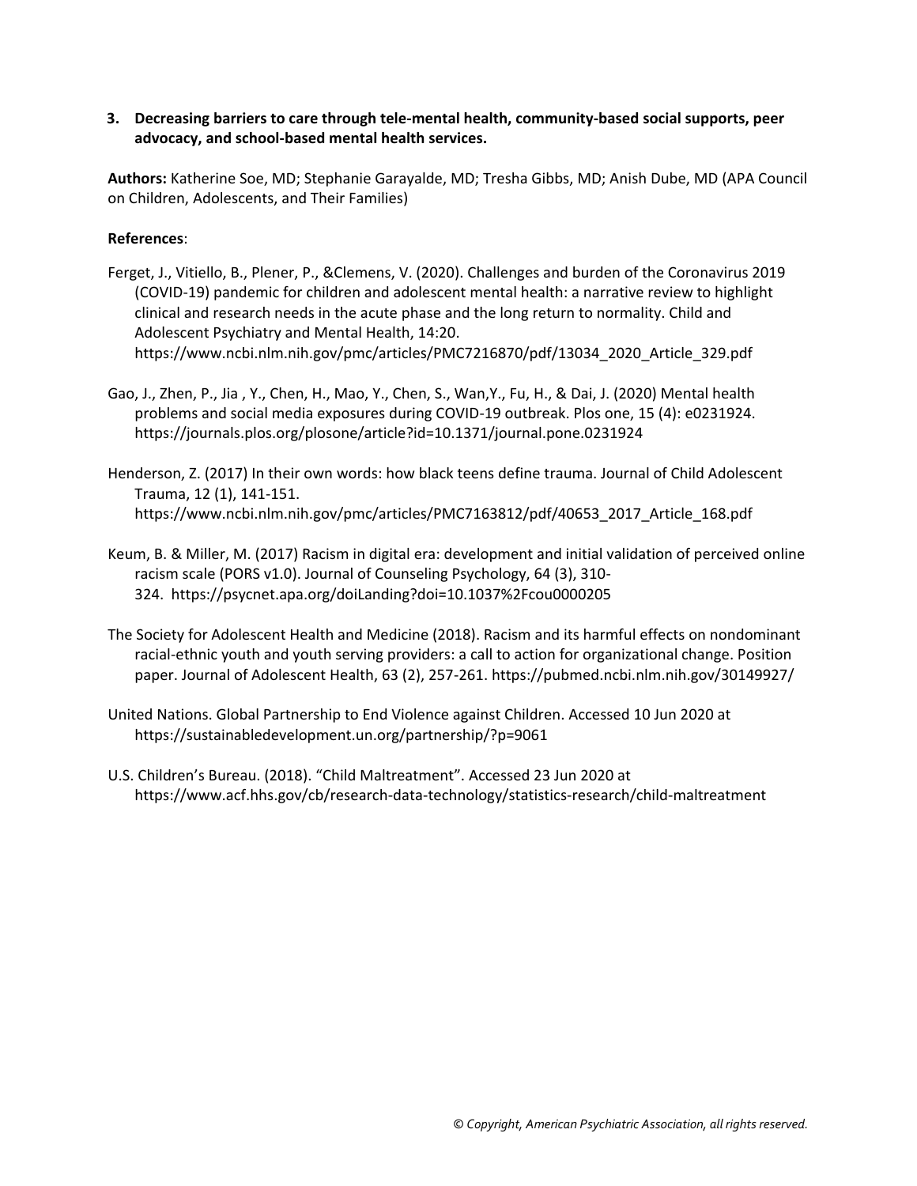3. **Decreasing barriers to care through tele-mental health, community-based social supports, peer advocacy, and school-based mental health services.**

**Authors:** Katherine Soe, MD; Stephanie Garayalde, MD; Tresha Gibbs, MD; Anish Dube, MD (APA Council on Children, Adolescents, and Their Families)

**References**:

Ferget, J., Vitiello, B., Plener, P., &Clemens, V. (2020). Challenges and burden of the Coronavirus 2019 (COVID-19) pandemic for children and adolescent mental health: a narrative review to highlight clinical and research needs in the acute phase and the long return to normality. Child and Adolescent Psychiatry and Mental Health, 14:20. https://www.ncbi.nlm.nih.gov/pmc/articles/PMC7216870/pdf/13034_2020_Article_329.pdf

Gao, J., Zhen, P., Jia , Y., Chen, H., Mao, Y., Chen, S., Wan,Y., Fu, H., & Dai, J. (2020) Mental health problems and social media exposures during COVID-19 outbreak. Plos one, 15 (4): e0231924. https://journals.plos.org/plosone/article?id=10.1371/journal.pone.0231924

Henderson, Z. (2017) In their own words: how black teens define trauma. Journal of Child Adolescent Trauma, 12 (1), 141-151. https://www.ncbi.nlm.nih.gov/pmc/articles/PMC7163812/pdf/40653_2017_Article_168.pdf

Keum, B. & Miller, M. (2017) Racism in digital era: development and initial validation of perceived online racism scale (PORS v1.0). Journal of Counseling Psychology, 64 (3), 310-324. https://psycnet.apa.org/doiLanding?doi=10.1037%2Fcou0000205

The Society for Adolescent Health and Medicine (2018). Racism and its harmful effects on nondominant racial-ethnic youth and youth serving providers: a call to action for organizational change. Position paper. Journal of Adolescent Health, 63 (2), 257-261. https://pubmed.ncbi.nlm.nih.gov/30149927/

United Nations. Global Partnership to End Violence against Children. Accessed 10 Jun 2020 at https://sustainabledevelopment.un.org/partnership/?p=9061

U.S. Children's Bureau. (2018). "Child Maltreatment". Accessed 23 Jun 2020 at https://www.acf.hhs.gov/cb/research-data-technology/statistics-research/child-maltreatment

*© Copyright, American Psychiatric Association, all rights reserved.*